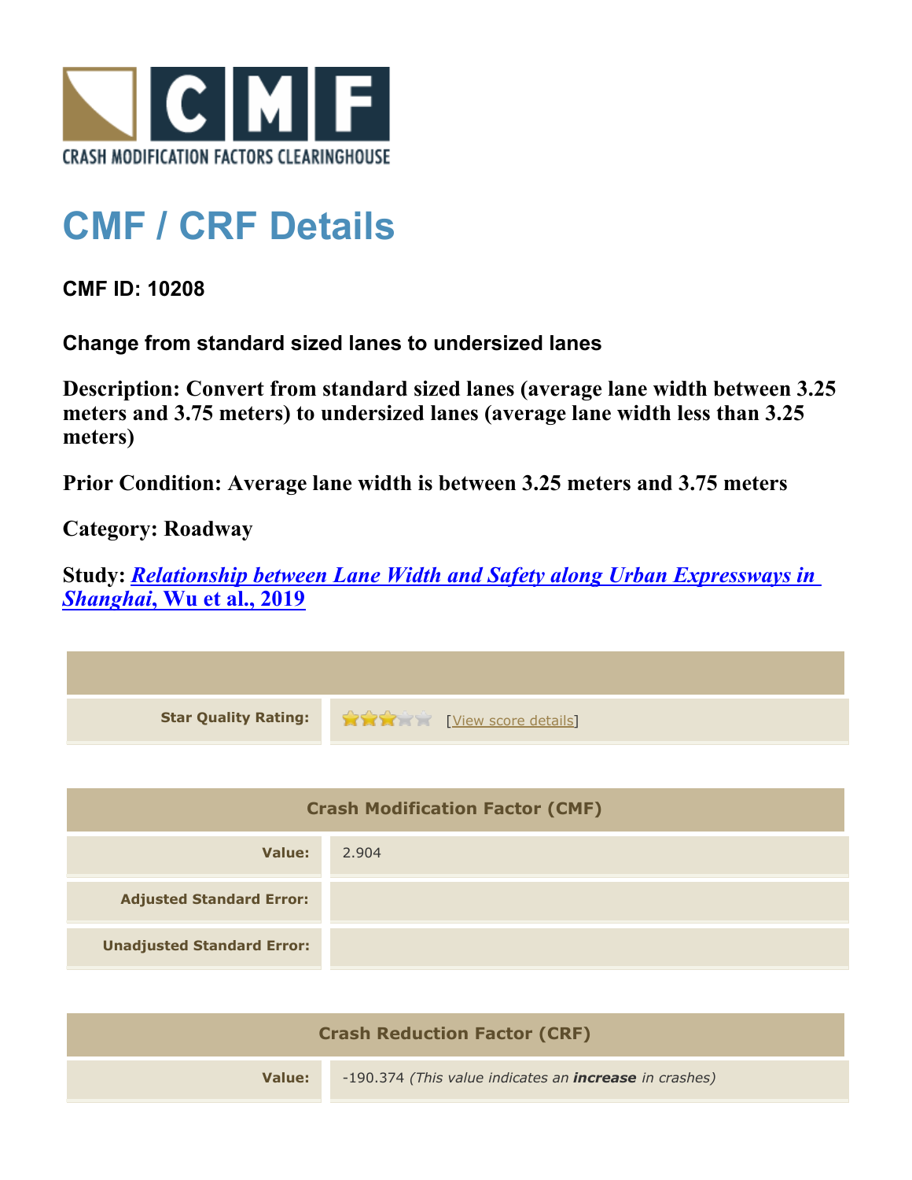CRASH MODIFICATION FACTORS CLEARINGHOUSE

# CMF / CRF Details

**CMF ID: 10208**

**Change from standard sized lanes to undersized lanes**

**Description: Convert from standard sized lanes (average lane width between 3.25 meters and 3.75 meters) to undersized lanes (average lane width less than 3.25 meters)**

**Prior Condition: Average lane width is between 3.25 meters and 3.75 meters**

**Category: Roadway**

**Study: *Relationship between Lane Width and Safety along Urban Expressways in Shanghai*, Wu et al., 2019**

| | |
|---|---|
| **Star Quality Rating:** | 3 of 5 stars [View score details] |

| Crash Modification Factor (CMF) | |
|---|---|
| **Value:** | 2.904 |
| **Adjusted Standard Error:** | |
| **Unadjusted Standard Error:** | |

| Crash Reduction Factor (CRF) | |
|---|---|
| **Value:** | -190.374 *(This value indicates an* ***increase*** *in crashes)* |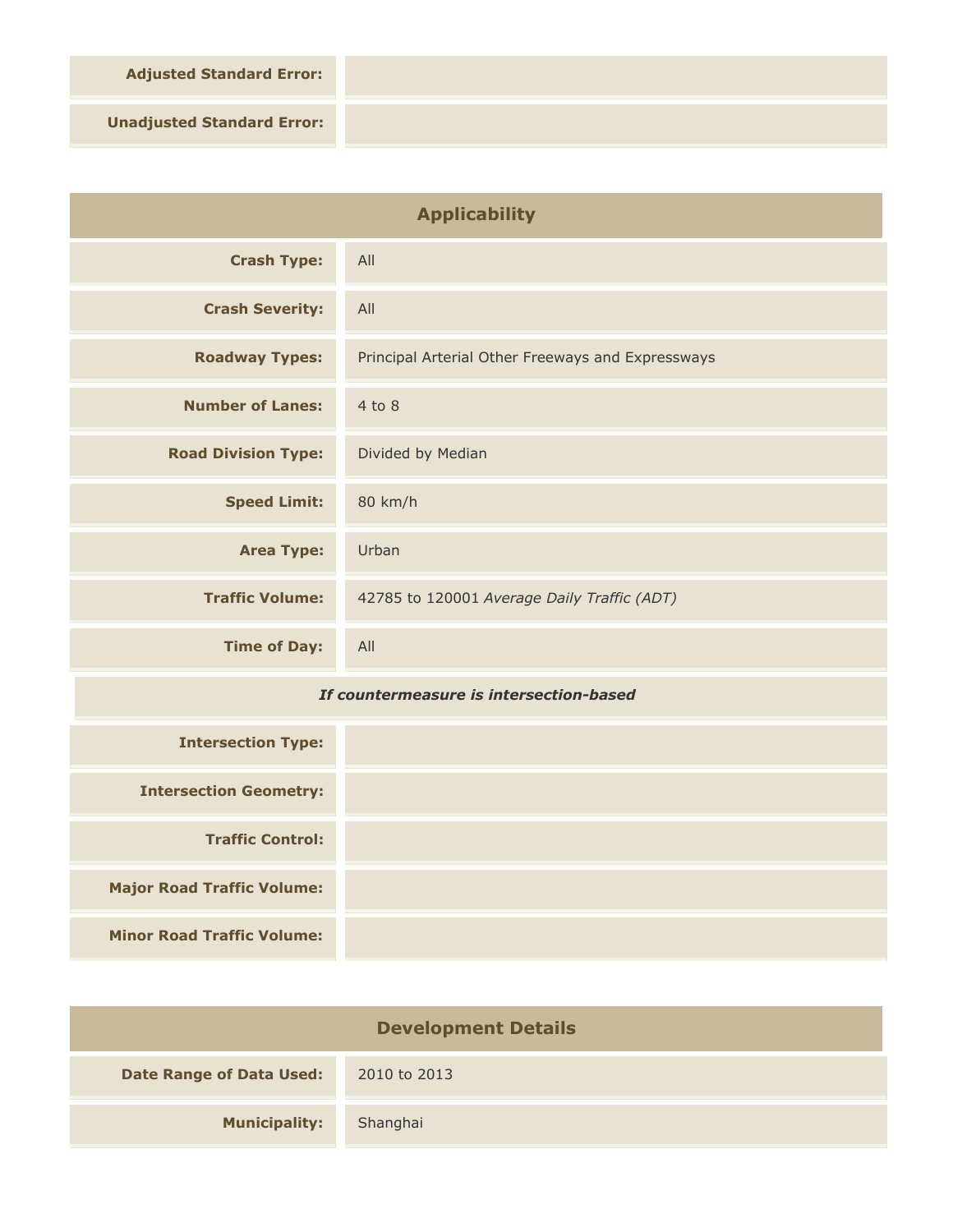| | |
|---|---|
| **Adjusted Standard Error:** | |
| **Unadjusted Standard Error:** | |

## Applicability

| | |
|---|---|
| **Crash Type:** | All |
| **Crash Severity:** | All |
| **Roadway Types:** | Principal Arterial Other Freeways and Expressways |
| **Number of Lanes:** | 4 to 8 |
| **Road Division Type:** | Divided by Median |
| **Speed Limit:** | 80 km/h |
| **Area Type:** | Urban |
| **Traffic Volume:** | 42785 to 120001 *Average Daily Traffic (ADT)* |
| **Time of Day:** | All |

***If countermeasure is intersection-based***

| | |
|---|---|
| **Intersection Type:** | |
| **Intersection Geometry:** | |
| **Traffic Control:** | |
| **Major Road Traffic Volume:** | |
| **Minor Road Traffic Volume:** | |

## Development Details

| | |
|---|---|
| **Date Range of Data Used:** | 2010 to 2013 |
| **Municipality:** | Shanghai |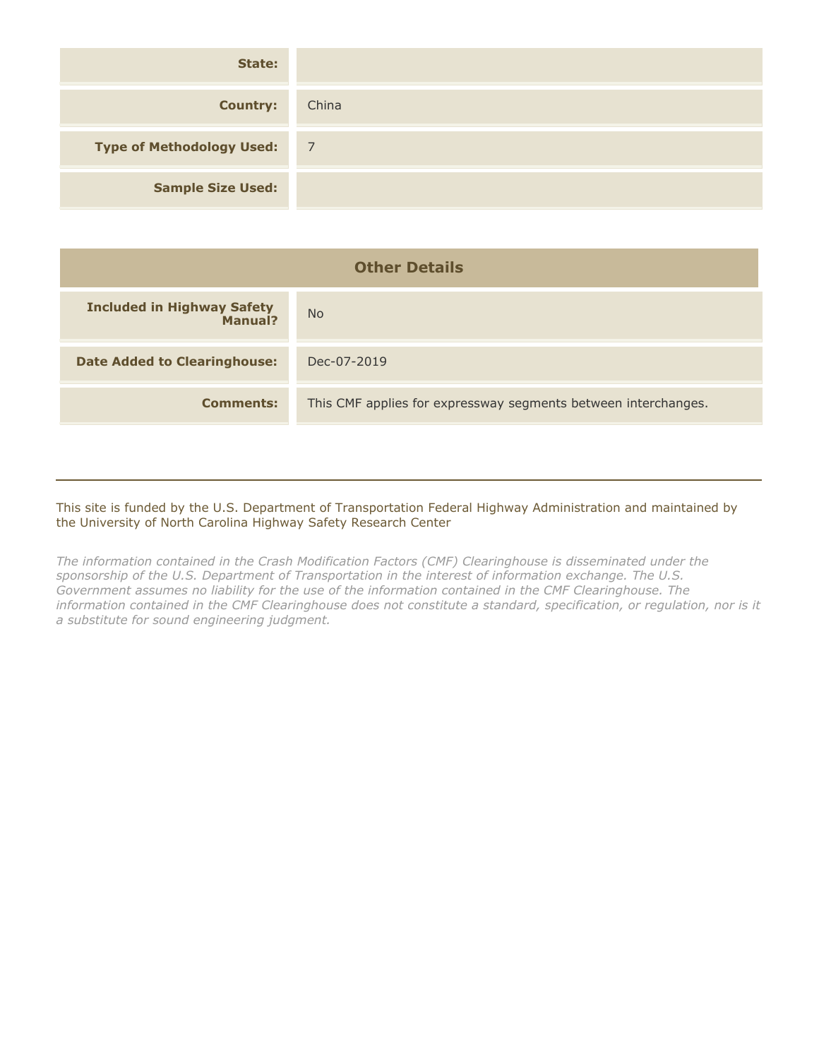| | |
|---|---|
| **State:** | |
| **Country:** | China |
| **Type of Methodology Used:** | 7 |
| **Sample Size Used:** | |

## Other Details

| | |
|---|---|
| **Included in Highway Safety Manual?** | No |
| **Date Added to Clearinghouse:** | Dec-07-2019 |
| **Comments:** | This CMF applies for expressway segments between interchanges. |

---

This site is funded by the U.S. Department of Transportation Federal Highway Administration and maintained by the University of North Carolina Highway Safety Research Center

*The information contained in the Crash Modification Factors (CMF) Clearinghouse is disseminated under the sponsorship of the U.S. Department of Transportation in the interest of information exchange. The U.S. Government assumes no liability for the use of the information contained in the CMF Clearinghouse. The information contained in the CMF Clearinghouse does not constitute a standard, specification, or regulation, nor is it a substitute for sound engineering judgment.*